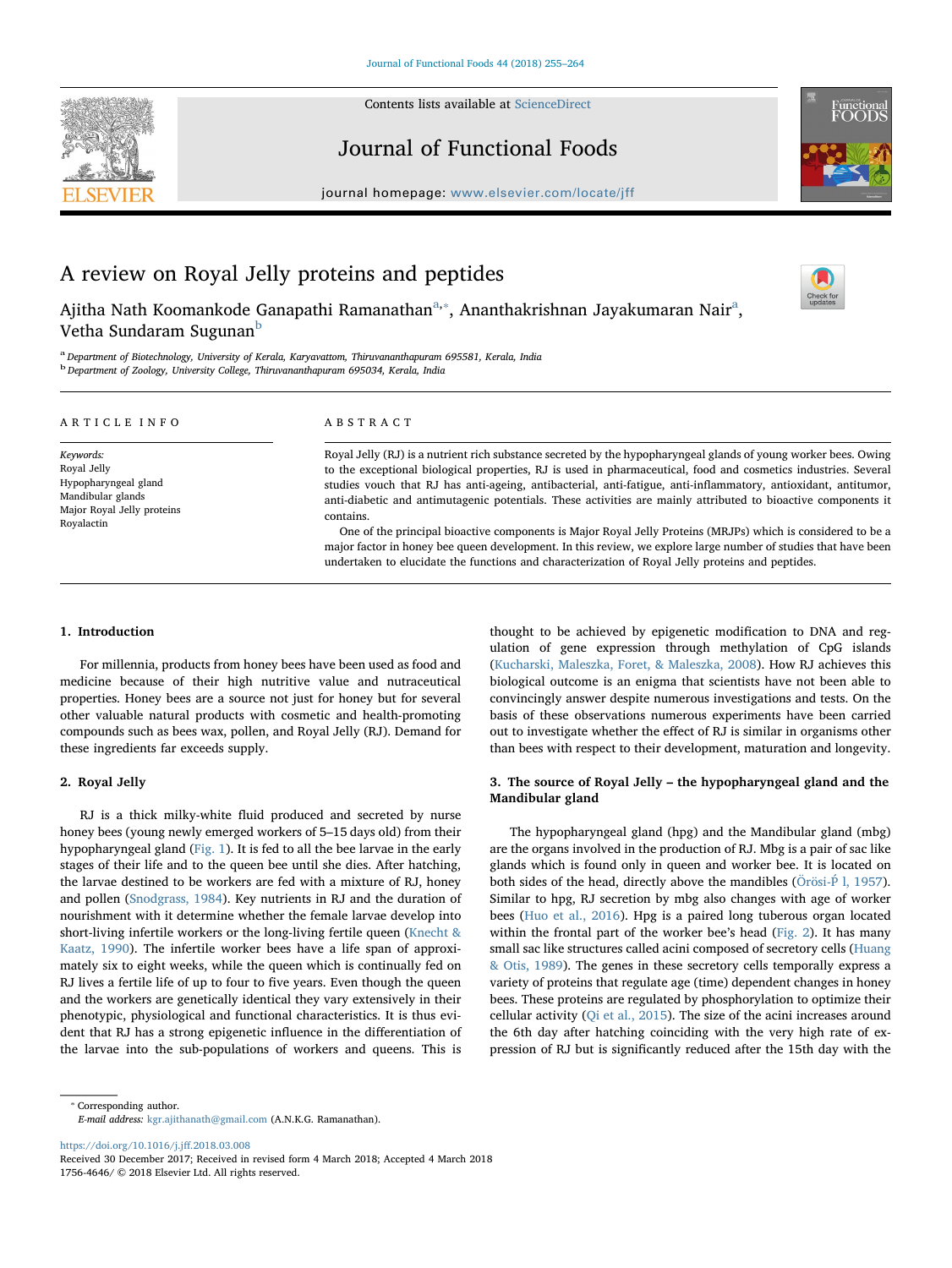# A review on Royal Jelly proteins and peptides

Ajitha Nath Koomankode Ganapathi Ramanathan[a,*], Ananthakrishnan Jayakumaran Nair[a], Vetha Sundaram Sugunan[b]

[a] Department of Biotechnology, University of Kerala, Karyavattom, Thiruvananthapuram 695581, Kerala, India
[b] Department of Zoology, University College, Thiruvananthapuram 695034, Kerala, India

**ARTICLE INFO**

*Keywords:*
Royal Jelly
Hypopharyngeal gland
Mandibular glands
Major Royal Jelly proteins
Royalactin

**ABSTRACT**

Royal Jelly (RJ) is a nutrient rich substance secreted by the hypopharyngeal glands of young worker bees. Owing to the exceptional biological properties, RJ is used in pharmaceutical, food and cosmetics industries. Several studies vouch that RJ has anti-ageing, antibacterial, anti-fatigue, anti-inflammatory, antioxidant, antitumor, anti-diabetic and antimutagenic potentials. These activities are mainly attributed to bioactive components it contains.

One of the principal bioactive components is Major Royal Jelly Proteins (MRJPs) which is considered to be a major factor in honey bee queen development. In this review, we explore large number of studies that have been undertaken to elucidate the functions and characterization of Royal Jelly proteins and peptides.

## 1. Introduction

For millennia, products from honey bees have been used as food and medicine because of their high nutritive value and nutraceutical properties. Honey bees are a source not just for honey but for several other valuable natural products with cosmetic and health-promoting compounds such as bees wax, pollen, and Royal Jelly (RJ). Demand for these ingredients far exceeds supply.

## 2. Royal Jelly

RJ is a thick milky-white fluid produced and secreted by nurse honey bees (young newly emerged workers of 5–15 days old) from their hypopharyngeal gland (Fig. 1). It is fed to all the bee larvae in the early stages of their life and to the queen bee until she dies. After hatching, the larvae destined to be workers are fed with a mixture of RJ, honey and pollen (Snodgrass, 1984). Key nutrients in RJ and the duration of nourishment with it determine whether the female larvae develop into short-living infertile workers or the long-living fertile queen (Knecht & Kaatz, 1990). The infertile worker bees have a life span of approximately six to eight weeks, while the queen which is continually fed on RJ lives a fertile life of up to four to five years. Even though the queen and the workers are genetically identical they vary extensively in their phenotypic, physiological and functional characteristics. It is thus evident that RJ has a strong epigenetic influence in the differentiation of the larvae into the sub-populations of workers and queens. This is thought to be achieved by epigenetic modification to DNA and regulation of gene expression through methylation of CpG islands (Kucharski, Maleszka, Foret, & Maleszka, 2008). How RJ achieves this biological outcome is an enigma that scientists have not been able to convincingly answer despite numerous investigations and tests. On the basis of these observations numerous experiments have been carried out to investigate whether the effect of RJ is similar in organisms other than bees with respect to their development, maturation and longevity.

## 3. The source of Royal Jelly – the hypopharyngeal gland and the Mandibular gland

The hypopharyngeal gland (hpg) and the Mandibular gland (mbg) are the organs involved in the production of RJ. Mbg is a pair of sac like glands which is found only in queen and worker bee. It is located on both sides of the head, directly above the mandibles (Örösi-Pál, 1957). Similar to hpg, RJ secretion by mbg also changes with age of worker bees (Huo et al., 2016). Hpg is a paired long tuberous organ located within the frontal part of the worker bee's head (Fig. 2). It has many small sac like structures called acini composed of secretory cells (Huang & Otis, 1989). The genes in these secretory cells temporally express a variety of proteins that regulate age (time) dependent changes in honey bees. These proteins are regulated by phosphorylation to optimize their cellular activity (Qi et al., 2015). The size of the acini increases around the 6th day after hatching coinciding with the very high rate of expression of RJ but is significantly reduced after the 15th day with the

* Corresponding author.
*E-mail address:* kgr.ajithanath@gmail.com (A.N.K.G. Ramanathan).

https://doi.org/10.1016/j.jff.2018.03.008
Received 30 December 2017; Received in revised form 4 March 2018; Accepted 4 March 2018
1756-4646/ © 2018 Elsevier Ltd. All rights reserved.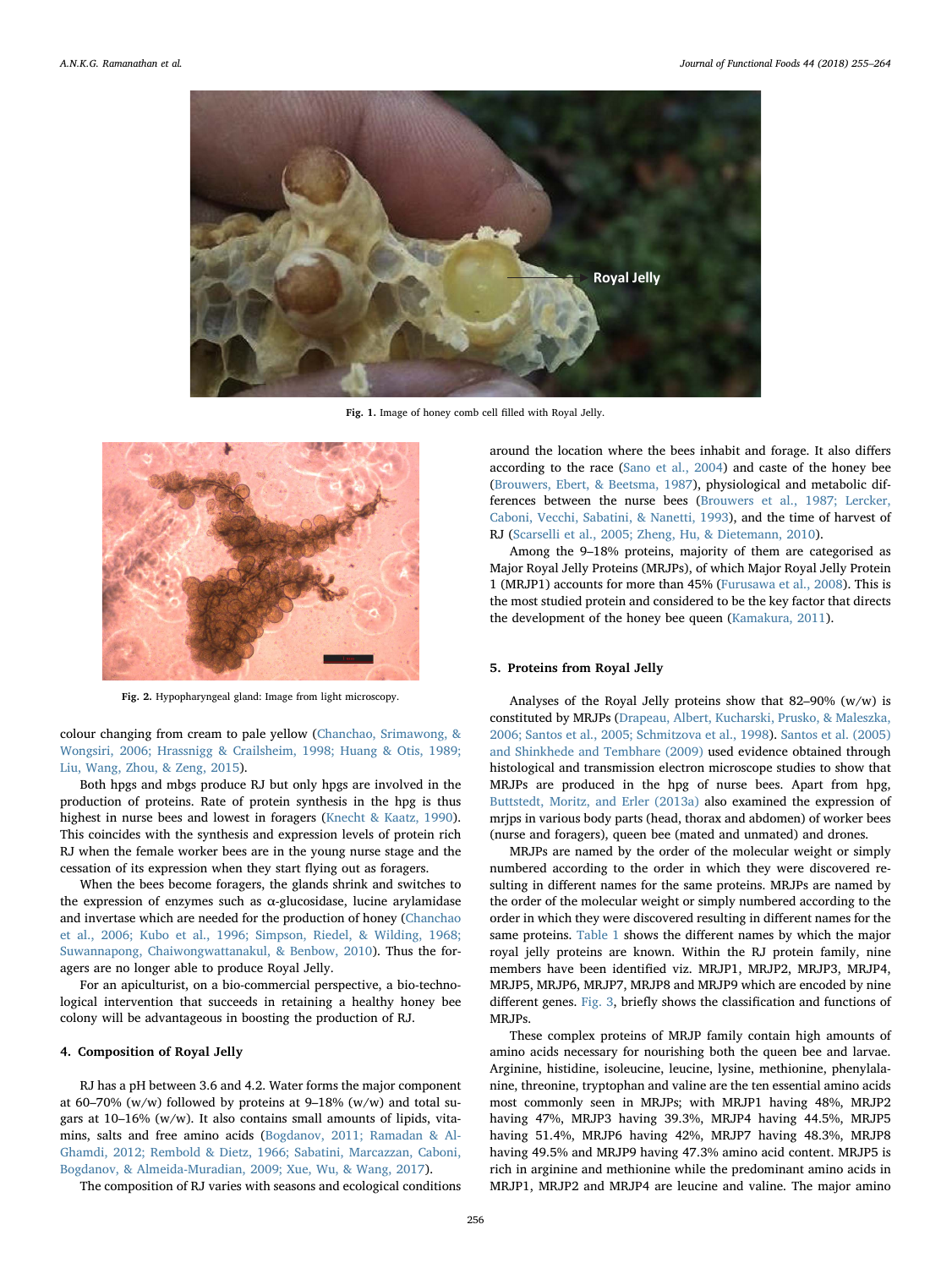Fig. 1. Image of honey comb cell filled with Royal Jelly.

Fig. 2. Hypopharyngeal gland: Image from light microscopy.

colour changing from cream to pale yellow (Chanchao, Srimawong, & Wongsiri, 2006; Hrassnigg & Crailsheim, 1998; Huang & Otis, 1989; Liu, Wang, Zhou, & Zeng, 2015).

Both hpgs and mbgs produce RJ but only hpgs are involved in the production of proteins. Rate of protein synthesis in the hpg is thus highest in nurse bees and lowest in foragers (Knecht & Kaatz, 1990). This coincides with the synthesis and expression levels of protein rich RJ when the female worker bees are in the young nurse stage and the cessation of its expression when they start flying out as foragers.

When the bees become foragers, the glands shrink and switches to the expression of enzymes such as α-glucosidase, lucine arylamidase and invertase which are needed for the production of honey (Chanchao et al., 2006; Kubo et al., 1996; Simpson, Riedel, & Wilding, 1968; Suwannapong, Chaiwongwattanakul, & Benbow, 2010). Thus the foragers are no longer able to produce Royal Jelly.

For an apiculturist, on a bio-commercial perspective, a bio-technological intervention that succeeds in retaining a healthy honey bee colony will be advantageous in boosting the production of RJ.

## 4. Composition of Royal Jelly

RJ has a pH between 3.6 and 4.2. Water forms the major component at 60–70% (w/w) followed by proteins at 9–18% (w/w) and total sugars at 10–16% (w/w). It also contains small amounts of lipids, vitamins, salts and free amino acids (Bogdanov, 2011; Ramadan & Al-Ghamdi, 2012; Rembold & Dietz, 1966; Sabatini, Marcazzan, Caboni, Bogdanov, & Almeida-Muradian, 2009; Xue, Wu, & Wang, 2017).

The composition of RJ varies with seasons and ecological conditions around the location where the bees inhabit and forage. It also differs according to the race (Sano et al., 2004) and caste of the honey bee (Brouwers, Ebert, & Beetsma, 1987), physiological and metabolic differences between the nurse bees (Brouwers et al., 1987; Lercker, Caboni, Vecchi, Sabatini, & Nanetti, 1993), and the time of harvest of RJ (Scarselli et al., 2005; Zheng, Hu, & Dietemann, 2010).

Among the 9–18% proteins, majority of them are categorised as Major Royal Jelly Proteins (MRJPs), of which Major Royal Jelly Protein 1 (MRJP1) accounts for more than 45% (Furusawa et al., 2008). This is the most studied protein and considered to be the key factor that directs the development of the honey bee queen (Kamakura, 2011).

## 5. Proteins from Royal Jelly

Analyses of the Royal Jelly proteins show that 82–90% (w/w) is constituted by MRJPs (Drapeau, Albert, Kucharski, Prusko, & Maleszka, 2006; Santos et al., 2005; Schmitzova et al., 1998). Santos et al. (2005) and Shinkhede and Tembhare (2009) used evidence obtained through histological and transmission electron microscope studies to show that MRJPs are produced in the hpg of nurse bees. Apart from hpg, Buttstedt, Moritz, and Erler (2013a) also examined the expression of mrjps in various body parts (head, thorax and abdomen) of worker bees (nurse and foragers), queen bee (mated and unmated) and drones.

MRJPs are named by the order of the molecular weight or simply numbered according to the order in which they were discovered resulting in different names for the same proteins. MRJPs are named by the order of the molecular weight or simply numbered according to the order in which they were discovered resulting in different names for the same proteins. Table 1 shows the different names by which the major royal jelly proteins are known. Within the RJ protein family, nine members have been identified viz. MRJP1, MRJP2, MRJP3, MRJP4, MRJP5, MRJP6, MRJP7, MRJP8 and MRJP9 which are encoded by nine different genes. Fig. 3, briefly shows the classification and functions of MRJPs.

These complex proteins of MRJP family contain high amounts of amino acids necessary for nourishing both the queen bee and larvae. Arginine, histidine, isoleucine, leucine, lysine, methionine, phenylalanine, threonine, tryptophan and valine are the ten essential amino acids most commonly seen in MRJPs; with MRJP1 having 48%, MRJP2 having 47%, MRJP3 having 39.3%, MRJP4 having 44.5%, MRJP5 having 51.4%, MRJP6 having 42%, MRJP7 having 48.3%, MRJP8 having 49.5% and MRJP9 having 47.3% amino acid content. MRJP5 is rich in arginine and methionine while the predominant amino acids in MRJP1, MRJP2 and MRJP4 are leucine and valine. The major amino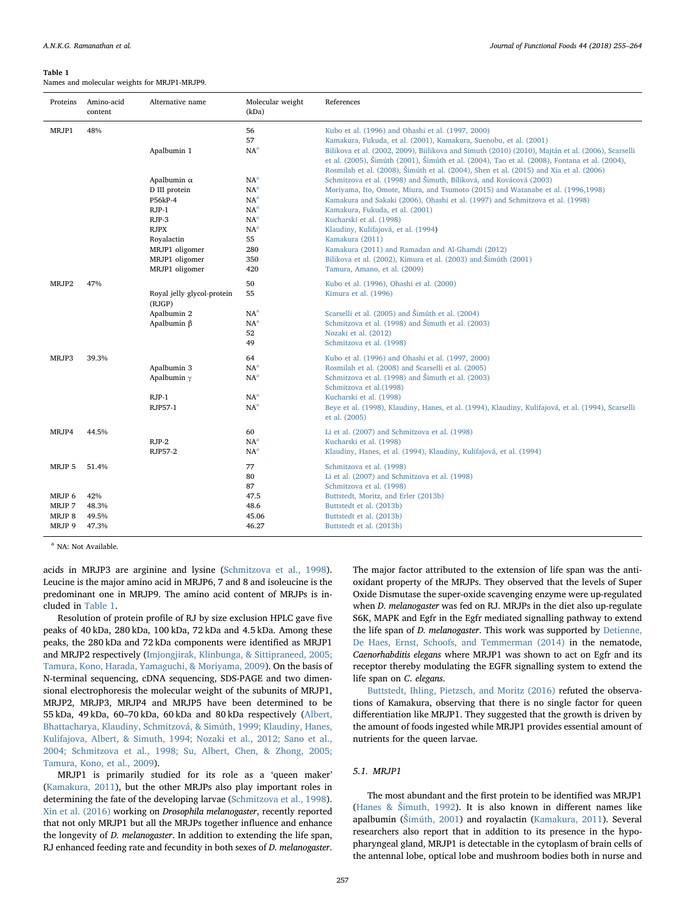**Table 1**
Names and molecular weights for MRJP1-MRJP9.

| Proteins | Amino-acid content | Alternative name | Molecular weight (kDa) | References |
|---|---|---|---|---|
| MRJP1 | 48% | | 56 | Kubo et al. (1996) and Ohashi et al. (1997, 2000) |
| | | | 57 | Kamakura, Fukuda, et al. (2001), Kamakura, Suenobu, et al. (2001) |
| | | Apalbumin 1 | NA[a] | Bilikova et al. (2002, 2009), Biilikova and Simuth (2010) (2010), Majtán et al. (2006), Scarselli et al. (2005), Šimúth (2001), Šimúth et al. (2004), Tao et al. (2008), Fontana et al. (2004), Rosmilah et al. (2008), Šimúth et al. (2004), Shen et al. (2015) and Xia et al. (2006) |
| | | Apalbumin α | NA[a] | Schmitzova et al. (1998) and Šimuth, Bíliková, and Kovácová (2003) |
| | | D III protein | NA[a] | Moriyama, Ito, Omote, Miura, and Tsumoto (2015) and Watanabe et al. (1996,1998) |
| | | P56kP-4 | NA[a] | Kamakura and Sakaki (2006), Ohashi et al. (1997) and Schmitzova et al. (1998) |
| | | RJP-1 | NA[a] | Kamakura, Fukuda, et al. (2001) |
| | | RJP-3 | NA[a] | Kucharski et al. (1998) |
| | | RJPX | NA[a] | Klaudiny, Kulifajová, et al. (1994) |
| | | Royalactin | 55 | Kamakura (2011) |
| | | MRJP1 oligomer | 280 | Kamakura (2011) and Ramadan and Al-Ghamdi (2012) |
| | | MRJP1 oligomer | 350 | Bilikova et al. (2002), Kimura et al. (2003) and Šimúth (2001) |
| | | MRJP1 oligomer | 420 | Tamura, Amano, et al. (2009) |
| MRJP2 | 47% | | 50 | Kubo et al. (1996), Ohashi et al. (2000) |
| | | Royal jelly glycol-protein (RJGP) | 55 | Kimura et al. (1996) |
| | | Apalbumin 2 | NA[a] | Scarselli et al. (2005) and Šimúth et al. (2004) |
| | | Apalbumin β | NA[a] | Schmitzova et al. (1998) and Šimuth et al. (2003) |
| | | | 52 | Nozaki et al. (2012) |
| | | | 49 | Schmitzova et al. (1998) |
| MRJP3 | 39.3% | | 64 | Kubo et al. (1996) and Ohashi et al. (1997, 2000) |
| | | Apalbumin 3 | NA[a] | Rosmilah et al. (2008) and Scarselli et al. (2005) |
| | | Apalbumin γ | NA[a] | Schmitzova et al. (1998) and Šimuth et al. (2003) |
| | | | | Schmitzova et al.(1998) |
| | | RJP-1 | NA[a] | Kucharski et al. (1998) |
| | | RJP57-1 | NA[a] | Beye et al. (1998), Klaudiny, Hanes, et al. (1994), Klaudiny, Kulifajová, et al. (1994), Scarselli et al. (2005) |
| MRJP4 | 44.5% | | 60 | Li et al. (2007) and Schmitzova et al. (1998) |
| | | RJP-2 | NA[a] | Kucharski et al. (1998) |
| | | RJP57-2 | NA[a] | Klaudiny, Hanes, et al. (1994), Klaudiny, Kulifajová, et al. (1994) |
| MRJP 5 | 51.4% | | 77 | Schmitzova et al. (1998) |
| | | | 80 | Li et al. (2007) and Schmitzova et al. (1998) |
| | | | 87 | Schmitzova et al. (1998) |
| MRJP 6 | 42% | | 47.5 | Buttstedt, Moritz, and Erler (2013b) |
| MRJP 7 | 48.3% | | 48.6 | Buttstedt et al. (2013b) |
| MRJP 8 | 49.5% | | 45.06 | Buttstedt et al. (2013b) |
| MRJP 9 | 47.3% | | 46.27 | Buttstedt et al. (2013b) |

[a] NA: Not Available.

acids in MRJP3 are arginine and lysine (Schmitzova et al., 1998). Leucine is the major amino acid in MRJP6, 7 and 8 and isoleucine is the predominant one in MRJP9. The amino acid content of MRJPs is included in Table 1.

Resolution of protein profile of RJ by size exclusion HPLC gave five peaks of 40 kDa, 280 kDa, 100 kDa, 72 kDa and 4.5 kDa. Among these peaks, the 280 kDa and 72 kDa components were identified as MRJP1 and MRJP2 respectively (Imjongjirak, Klinbunga, & Sittipraneed, 2005; Tamura, Kono, Harada, Yamaguchi, & Moriyama, 2009). On the basis of N-terminal sequencing, cDNA sequencing, SDS-PAGE and two dimensional electrophoresis the molecular weight of the subunits of MRJP1, MRJP2, MRJP3, MRJP4 and MRJP5 have been determined to be 55 kDa, 49 kDa, 60–70 kDa, 60 kDa and 80 kDa respectively (Albert, Bhattacharya, Klaudiny, Schmitzová, & Simúth, 1999; Klaudiny, Hanes, Kulifajova, Albert, & Simuth, 1994; Nozaki et al., 2012; Sano et al., 2004; Schmitzova et al., 1998; Su, Albert, Chen, & Zhong, 2005; Tamura, Kono, et al., 2009).

MRJP1 is primarily studied for its role as a 'queen maker' (Kamakura, 2011), but the other MRJPs also play important roles in determining the fate of the developing larvae (Schmitzova et al., 1998). Xin et al. (2016) working on *Drosophila melanogaster*, recently reported that not only MRJP1 but all the MRJPs together influence and enhance the longevity of *D. melanogaster*. In addition to extending the life span, RJ enhanced feeding rate and fecundity in both sexes of *D. melanogaster*. The major factor attributed to the extension of life span was the antioxidant property of the MRJPs. They observed that the levels of Super Oxide Dismutase the super-oxide scavenging enzyme were up-regulated when *D. melanogaster* was fed on RJ. MRJPs in the diet also up-regulate S6K, MAPK and Egfr in the Egfr mediated signalling pathway to extend the life span of *D. melanogaster*. This work was supported by Detienne, De Haes, Ernst, Schoofs, and Temmerman (2014) in the nematode, *Caenorhabditis elegans* where MRJP1 was shown to act on Egfr and its receptor thereby modulating the EGFR signalling system to extend the life span on *C. elegans*.

Buttstedt, Ihling, Pietzsch, and Moritz (2016) refuted the observations of Kamakura, observing that there is no single factor for queen differentiation like MRJP1. They suggested that the growth is driven by the amount of foods ingested while MRJP1 provides essential amount of nutrients for the queen larvae.

### 5.1. MRJP1

The most abundant and the first protein to be identified was MRJP1 (Hanes & Šimuth, 1992). It is also known in different names like apalbumin (Šimúth, 2001) and royalactin (Kamakura, 2011). Several researchers also report that in addition to its presence in the hypopharyngeal gland, MRJP1 is detectable in the cytoplasm of brain cells of the antennal lobe, optical lobe and mushroom bodies both in nurse and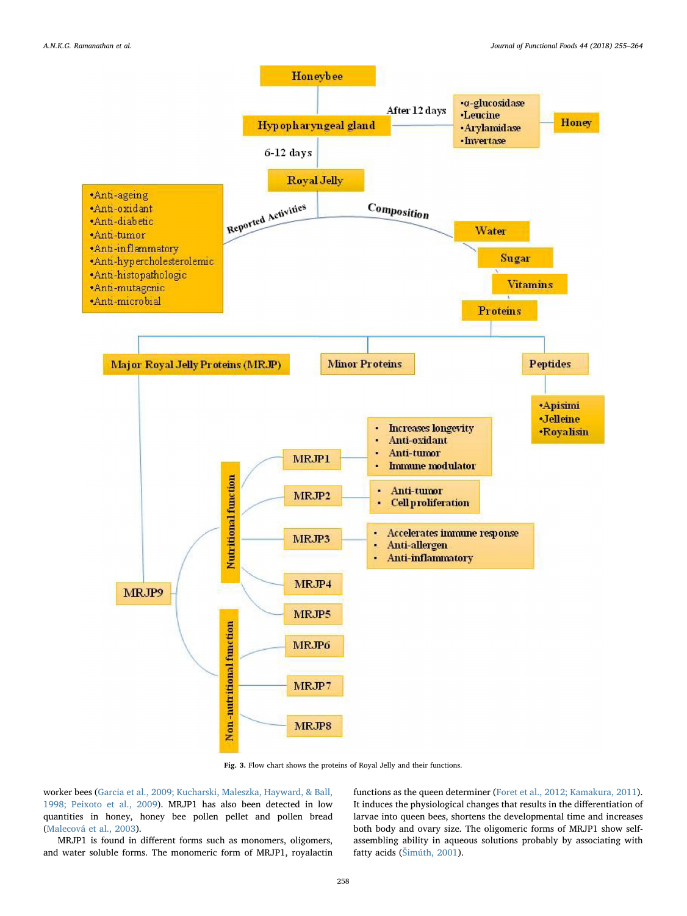Fig. 3. Flow chart shows the proteins of Royal Jelly and their functions.

worker bees (Garcia et al., 2009; Kucharski, Maleszka, Hayward, & Ball, 1998; Peixoto et al., 2009). MRJP1 has also been detected in low quantities in honey, honey bee pollen pellet and pollen bread (Malecová et al., 2003).

MRJP1 is found in different forms such as monomers, oligomers, and water soluble forms. The monomeric form of MRJP1, royalactin functions as the queen determiner (Foret et al., 2012; Kamakura, 2011). It induces the physiological changes that results in the differentiation of larvae into queen bees, shortens the developmental time and increases both body and ovary size. The oligomeric forms of MRJP1 show self-assembling ability in aqueous solutions probably by associating with fatty acids (Šimúth, 2001).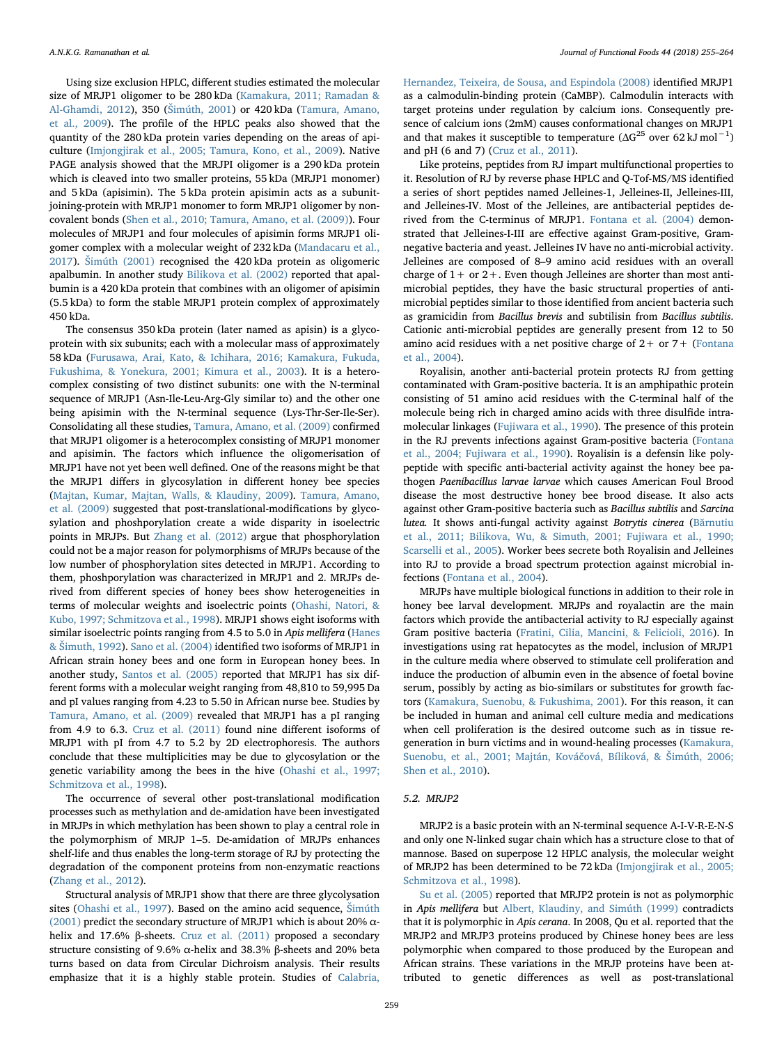Using size exclusion HPLC, different studies estimated the molecular size of MRJP1 oligomer to be 280 kDa (Kamakura, 2011; Ramadan & Al-Ghamdi, 2012), 350 (Šimúth, 2001) or 420 kDa (Tamura, Amano, et al., 2009). The profile of the HPLC peaks also showed that the quantity of the 280 kDa protein varies depending on the areas of apiculture (Imjongjirak et al., 2005; Tamura, Kono, et al., 2009). Native PAGE analysis showed that the smaller MRJPI oligomer is a 290 kDa protein which is cleaved into two smaller proteins, 55 kDa (MRJP1 monomer) and 5 kDa (apisimin). The 5 kDa protein apisimin acts as a subunit-joining-protein with MRJP1 monomer to form MRJP1 oligomer by non-covalent bonds (Shen et al., 2010; Tamura, Amano, et al. (2009)). Four molecules of MRJP1 and four molecules of apisimin forms MRJP1 oligomer complex with a molecular weight of 232 kDa (Mandacaru et al., 2017). Šimúth (2001) recognised the 420 kDa protein as oligomeric apalbumin. In another study Bilikova et al. (2002) reported that apalbumin is a 420 kDa protein that combines with an oligomer of apisimin (5.5 kDa) to form the stable MRJP1 protein complex of approximately 450 kDa.

The consensus 350 kDa protein (later named as apisin) is a glycoprotein with six subunits; each with a molecular mass of approximately 58 kDa (Furusawa, Arai, Kato, & Ichihara, 2016; Kamakura, Fukuda, Fukushima, & Yonekura, 2001; Kimura et al., 2003). It is a heterocomplex consisting of two distinct subunits: one with the N-terminal sequence of MRJP1 (Asn-Ile-Leu-Arg-Gly similar to) and the other one being apisimin with the N-terminal sequence (Lys-Thr-Ser-Ile-Ser). Consolidating all these studies, Tamura, Amano, et al. (2009) confirmed that MRJP1 oligomer is a heterocomplex consisting of MRJP1 monomer and apisimin. The factors which influence the oligomerisation of MRJP1 have not yet been well defined. One of the reasons might be that the MRJP1 differs in glycosylation in different honey bee species (Majtan, Kumar, Majtan, Walls, & Klaudiny, 2009). Tamura, Amano, et al. (2009) suggested that post-translational-modifications by glycosylation and phoshporylation create a wide disparity in isoelectric points in MRJPs. But Zhang et al. (2012) argue that phosphorylation could not be a major reason for polymorphisms of MRJPs because of the low number of phosphorylation sites detected in MRJP1. According to them, phoshporylation was characterized in MRJP1 and 2. MRJPs derived from different species of honey bees show heterogeneities in terms of molecular weights and isoelectric points (Ohashi, Natori, & Kubo, 1997; Schmitzova et al., 1998). MRJP1 shows eight isoforms with similar isoelectric points ranging from 4.5 to 5.0 in *Apis mellifera* (Hanes & Šimuth, 1992). Sano et al. (2004) identified two isoforms of MRJP1 in African strain honey bees and one form in European honey bees. In another study, Santos et al. (2005) reported that MRJP1 has six different forms with a molecular weight ranging from 48,810 to 59,995 Da and pI values ranging from 4.23 to 5.50 in African nurse bee. Studies by Tamura, Amano, et al. (2009) revealed that MRJP1 has a pI ranging from 4.9 to 6.3. Cruz et al. (2011) found nine different isoforms of MRJP1 with pI from 4.7 to 5.2 by 2D electrophoresis. The authors conclude that these multiplicities may be due to glycosylation or the genetic variability among the bees in the hive (Ohashi et al., 1997; Schmitzova et al., 1998).

The occurrence of several other post-translational modification processes such as methylation and de-amidation have been investigated in MRJPs in which methylation has been shown to play a central role in the polymorphism of MRJP 1–5. De-amidation of MRJPs enhances shelf-life and thus enables the long-term storage of RJ by protecting the degradation of the component proteins from non-enzymatic reactions (Zhang et al., 2012).

Structural analysis of MRJP1 show that there are three glycolysation sites (Ohashi et al., 1997). Based on the amino acid sequence, Šimúth (2001) predict the secondary structure of MRJP1 which is about 20% α-helix and 17.6% β-sheets. Cruz et al. (2011) proposed a secondary structure consisting of 9.6% α-helix and 38.3% β-sheets and 20% beta turns based on data from Circular Dichroism analysis. Their results emphasize that it is a highly stable protein. Studies of Calabria, Hernandez, Teixeira, de Sousa, and Espindola (2008) identified MRJP1 as a calmodulin-binding protein (CaMBP). Calmodulin interacts with target proteins under regulation by calcium ions. Consequently presence of calcium ions (2mM) causes conformational changes on MRJP1 and that makes it susceptible to temperature ($\Delta G^{25}$ over 62 kJ mol$^{-1}$) and pH (6 and 7) (Cruz et al., 2011).

Like proteins, peptides from RJ impart multifunctional properties to it. Resolution of RJ by reverse phase HPLC and Q-Tof-MS/MS identified a series of short peptides named Jelleines-1, Jelleines-II, Jelleines-III, and Jelleines-IV. Most of the Jelleines, are antibacterial peptides derived from the C-terminus of MRJP1. Fontana et al. (2004) demonstrated that Jelleines-I-III are effective against Gram-positive, Gram-negative bacteria and yeast. Jelleines IV have no anti-microbial activity. Jelleines are composed of 8–9 amino acid residues with an overall charge of 1+ or 2+. Even though Jelleines are shorter than most antimicrobial peptides, they have the basic structural properties of antimicrobial peptides similar to those identified from ancient bacteria such as gramicidin from *Bacillus brevis* and subtilisin from *Bacillus subtilis*. Cationic anti-microbial peptides are generally present from 12 to 50 amino acid residues with a net positive charge of 2+ or 7+ (Fontana et al., 2004).

Royalisin, another anti-bacterial protein protects RJ from getting contaminated with Gram-positive bacteria. It is an amphipathic protein consisting of 51 amino acid residues with the C-terminal half of the molecule being rich in charged amino acids with three disulfide intramolecular linkages (Fujiwara et al., 1990). The presence of this protein in the RJ prevents infections against Gram-positive bacteria (Fontana et al., 2004; Fujiwara et al., 1990). Royalisin is a defensin like polypeptide with specific anti-bacterial activity against the honey bee pathogen *Paenibacillus larvae larvae* which causes American Foul Brood disease the most destructive honey bee brood disease. It also acts against other Gram-positive bacteria such as *Bacillus subtilis* and *Sarcina lutea*. It shows anti-fungal activity against *Botrytis cinerea* (Bărnutiu et al., 2011; Bilikova, Wu, & Simuth, 2001; Fujiwara et al., 1990; Scarselli et al., 2005). Worker bees secrete both Royalisin and Jelleines into RJ to provide a broad spectrum protection against microbial infections (Fontana et al., 2004).

MRJPs have multiple biological functions in addition to their role in honey bee larval development. MRJPs and royalactin are the main factors which provide the antibacterial activity to RJ especially against Gram positive bacteria (Fratini, Cilia, Mancini, & Felicioli, 2016). In investigations using rat hepatocytes as the model, inclusion of MRJP1 in the culture media where observed to stimulate cell proliferation and induce the production of albumin even in the absence of foetal bovine serum, possibly by acting as bio-similars or substitutes for growth factors (Kamakura, Suenobu, & Fukushima, 2001). For this reason, it can be included in human and animal cell culture media and medications when cell proliferation is the desired outcome such as in tissue regeneration in burn victims and in wound-healing processes (Kamakura, Suenobu, et al., 2001; Majtán, Kováčová, Bíliková, & Šimúth, 2006; Shen et al., 2010).

### 5.2. MRJP2

MRJP2 is a basic protein with an N-terminal sequence A-I-V-R-E-N-S and only one N-linked sugar chain which has a structure close to that of mannose. Based on superpose 12 HPLC analysis, the molecular weight of MRJP2 has been determined to be 72 kDa (Imjongjirak et al., 2005; Schmitzova et al., 1998).

Su et al. (2005) reported that MRJP2 protein is not as polymorphic in *Apis mellifera* but Albert, Klaudiny, and Simúth (1999) contradicts that it is polymorphic in *Apis cerana*. In 2008, Qu et al. reported that the MRJP2 and MRJP3 proteins produced by Chinese honey bees are less polymorphic when compared to those produced by the European and African strains. These variations in the MRJP proteins have been attributed to genetic differences as well as post-translational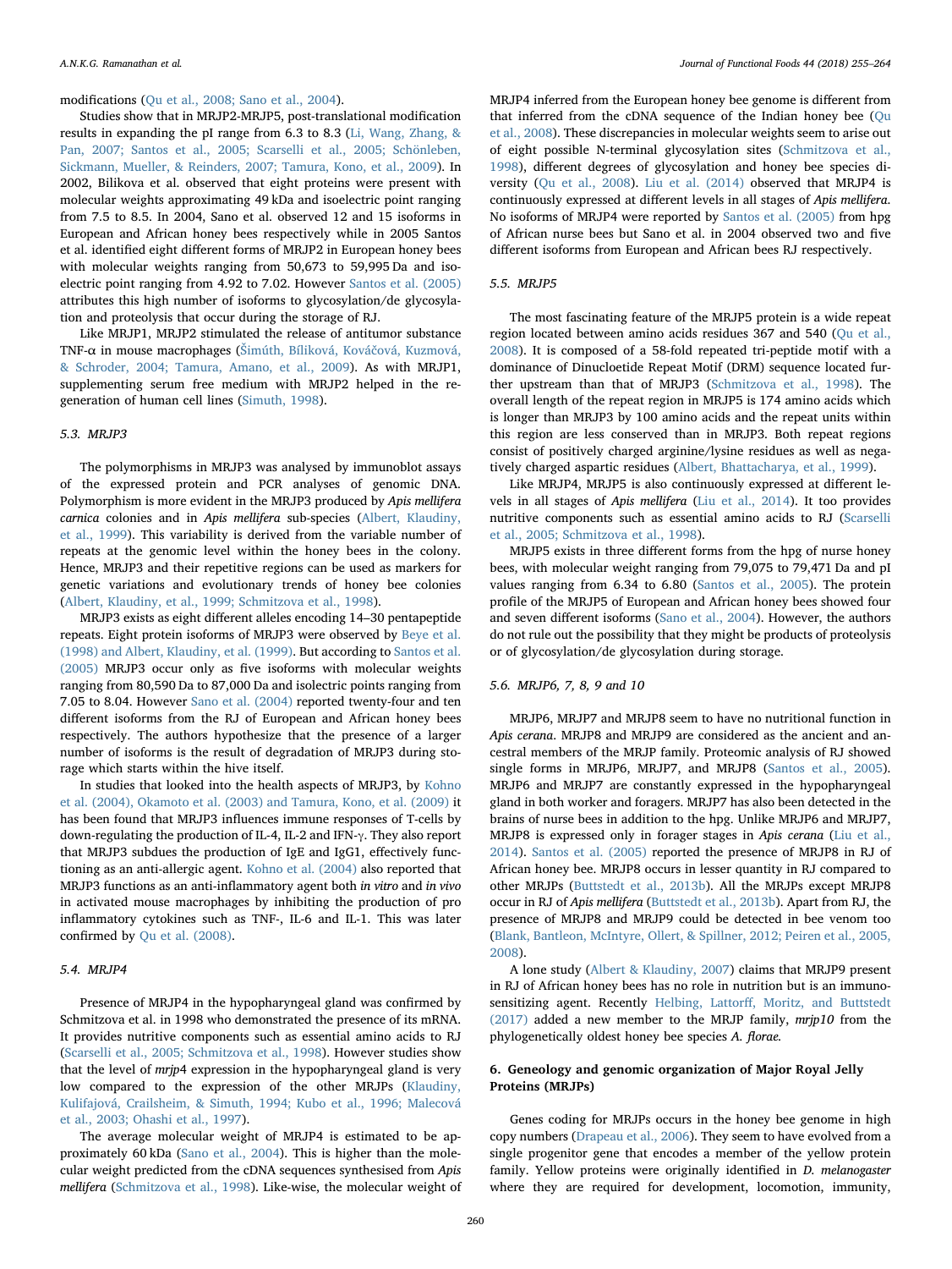modifications (Qu et al., 2008; Sano et al., 2004).

Studies show that in MRJP2-MRJP5, post-translational modification results in expanding the pI range from 6.3 to 8.3 (Li, Wang, Zhang, & Pan, 2007; Santos et al., 2005; Scarselli et al., 2005; Schönleben, Sickmann, Mueller, & Reinders, 2007; Tamura, Kono, et al., 2009). In 2002, Bilikova et al. observed that eight proteins were present with molecular weights approximating 49 kDa and isoelectric point ranging from 7.5 to 8.5. In 2004, Sano et al. observed 12 and 15 isoforms in European and African honey bees respectively while in 2005 Santos et al. identified eight different forms of MRJP2 in European honey bees with molecular weights ranging from 50,673 to 59,995 Da and isoelectric point ranging from 4.92 to 7.02. However Santos et al. (2005) attributes this high number of isoforms to glycosylation/de glycosylation and proteolysis that occur during the storage of RJ.

Like MRJP1, MRJP2 stimulated the release of antitumor substance TNF-α in mouse macrophages (Šimúth, Bíliková, Kováčová, Kuzmová, & Schroder, 2004; Tamura, Amano, et al., 2009). As with MRJP1, supplementing serum free medium with MRJP2 helped in the regeneration of human cell lines (Simuth, 1998).

### 5.3. MRJP3

The polymorphisms in MRJP3 was analysed by immunoblot assays of the expressed protein and PCR analyses of genomic DNA. Polymorphism is more evident in the MRJP3 produced by *Apis mellifera carnica* colonies and in *Apis mellifera* sub-species (Albert, Klaudiny, et al., 1999). This variability is derived from the variable number of repeats at the genomic level within the honey bees in the colony. Hence, MRJP3 and their repetitive regions can be used as markers for genetic variations and evolutionary trends of honey bee colonies (Albert, Klaudiny, et al., 1999; Schmitzova et al., 1998).

MRJP3 exists as eight different alleles encoding 14–30 pentapeptide repeats. Eight protein isoforms of MRJP3 were observed by Beye et al. (1998) and Albert, Klaudiny, et al. (1999). But according to Santos et al. (2005) MRJP3 occur only as five isoforms with molecular weights ranging from 80,590 Da to 87,000 Da and isolectric points ranging from 7.05 to 8.04. However Sano et al. (2004) reported twenty-four and ten different isoforms from the RJ of European and African honey bees respectively. The authors hypothesize that the presence of a larger number of isoforms is the result of degradation of MRJP3 during storage which starts within the hive itself.

In studies that looked into the health aspects of MRJP3, by Kohno et al. (2004), Okamoto et al. (2003) and Tamura, Kono, et al. (2009) it has been found that MRJP3 influences immune responses of T-cells by down-regulating the production of IL-4, IL-2 and IFN-γ. They also report that MRJP3 subdues the production of IgE and IgG1, effectively functioning as an anti-allergic agent. Kohno et al. (2004) also reported that MRJP3 functions as an anti-inflammatory agent both *in vitro* and *in vivo* in activated mouse macrophages by inhibiting the production of pro inflammatory cytokines such as TNF-, IL-6 and IL-1. This was later confirmed by Qu et al. (2008).

### 5.4. MRJP4

Presence of MRJP4 in the hypopharyngeal gland was confirmed by Schmitzova et al. in 1998 who demonstrated the presence of its mRNA. It provides nutritive components such as essential amino acids to RJ (Scarselli et al., 2005; Schmitzova et al., 1998). However studies show that the level of *mrjp*4 expression in the hypopharyngeal gland is very low compared to the expression of the other MRJPs (Klaudiny, Kulifajová, Crailsheim, & Simuth, 1994; Kubo et al., 1996; Malecová et al., 2003; Ohashi et al., 1997).

The average molecular weight of MRJP4 is estimated to be approximately 60 kDa (Sano et al., 2004). This is higher than the molecular weight predicted from the cDNA sequences synthesised from *Apis mellifera* (Schmitzova et al., 1998). Like-wise, the molecular weight of MRJP4 inferred from the European honey bee genome is different from that inferred from the cDNA sequence of the Indian honey bee (Qu et al., 2008). These discrepancies in molecular weights seem to arise out of eight possible N-terminal glycosylation sites (Schmitzova et al., 1998), different degrees of glycosylation and honey bee species diversity (Qu et al., 2008). Liu et al. (2014) observed that MRJP4 is continuously expressed at different levels in all stages of *Apis mellifera*. No isoforms of MRJP4 were reported by Santos et al. (2005) from hpg of African nurse bees but Sano et al. in 2004 observed two and five different isoforms from European and African bees RJ respectively.

### 5.5. MRJP5

The most fascinating feature of the MRJP5 protein is a wide repeat region located between amino acids residues 367 and 540 (Qu et al., 2008). It is composed of a 58-fold repeated tri-peptide motif with a dominance of Dinucleotide Repeat Motif (DRM) sequence located further upstream than that of MRJP3 (Schmitzova et al., 1998). The overall length of the repeat region in MRJP5 is 174 amino acids which is longer than MRJP3 by 100 amino acids and the repeat units within this region are less conserved than in MRJP3. Both repeat regions consist of positively charged arginine/lysine residues as well as negatively charged aspartic residues (Albert, Bhattacharya, et al., 1999).

Like MRJP4, MRJP5 is also continuously expressed at different levels in all stages of *Apis mellifera* (Liu et al., 2014). It too provides nutritive components such as essential amino acids to RJ (Scarselli et al., 2005; Schmitzova et al., 1998).

MRJP5 exists in three different forms from the hpg of nurse honey bees, with molecular weight ranging from 79,075 to 79,471 Da and pI values ranging from 6.34 to 6.80 (Santos et al., 2005). The protein profile of the MRJP5 of European and African honey bees showed four and seven different isoforms (Sano et al., 2004). However, the authors do not rule out the possibility that they might be products of proteolysis or of glycosylation/de glycosylation during storage.

### 5.6. MRJP6, 7, 8, 9 and 10

MRJP6, MRJP7 and MRJP8 seem to have no nutritional function in *Apis cerana*. MRJP8 and MRJP9 are considered as the ancient and ancestral members of the MRJP family. Proteomic analysis of RJ showed single forms in MRJP6, MRJP7, and MRJP8 (Santos et al., 2005). MRJP6 and MRJP7 are constantly expressed in the hypopharyngeal gland in both worker and foragers. MRJP7 has also been detected in the brains of nurse bees in addition to the hpg. Unlike MRJP6 and MRJP7, MRJP8 is expressed only in forager stages in *Apis cerana* (Liu et al., 2014). Santos et al. (2005) reported the presence of MRJP8 in RJ of African honey bee. MRJP8 occurs in lesser quantity in RJ compared to other MRJPs (Buttstedt et al., 2013b). All the MRJPs except MRJP8 occur in RJ of *Apis mellifera* (Buttstedt et al., 2013b). Apart from RJ, the presence of MRJP8 and MRJP9 could be detected in bee venom too (Blank, Bantleon, McIntyre, Ollert, & Spillner, 2012; Peiren et al., 2005, 2008).

A lone study (Albert & Klaudiny, 2007) claims that MRJP9 present in RJ of African honey bees has no role in nutrition but is an immunosensitizing agent. Recently Helbing, Lattorff, Moritz, and Buttstedt (2017) added a new member to the MRJP family, *mrjp10* from the phylogenetically oldest honey bee species *A. florae*.

## 6. Geneology and genomic organization of Major Royal Jelly Proteins (MRJPs)

Genes coding for MRJPs occurs in the honey bee genome in high copy numbers (Drapeau et al., 2006). They seem to have evolved from a single progenitor gene that encodes a member of the yellow protein family. Yellow proteins were originally identified in *D. melanogaster* where they are required for development, locomotion, immunity,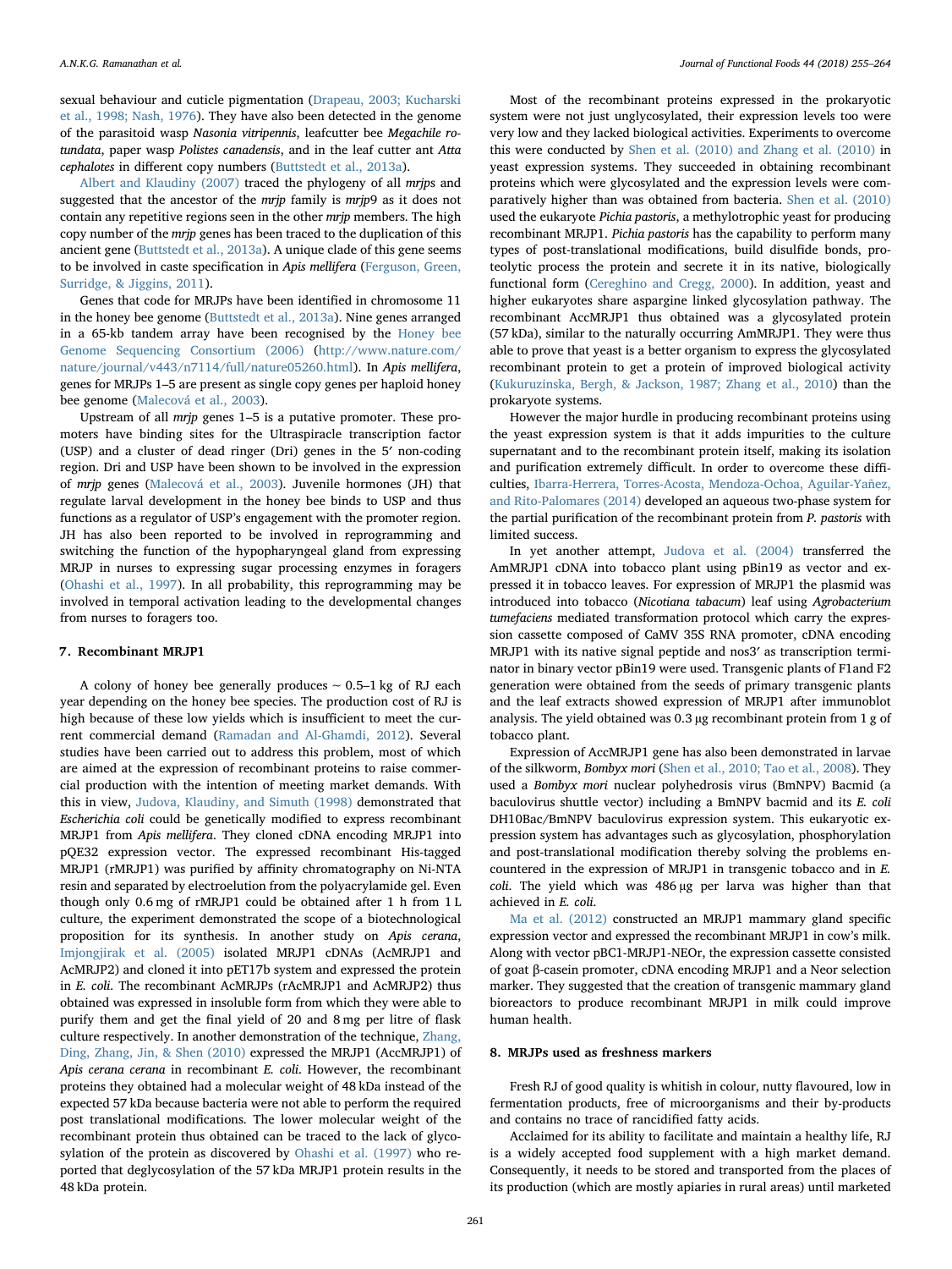sexual behaviour and cuticle pigmentation (Drapeau, 2003; Kucharski et al., 1998; Nash, 1976). They have also been detected in the genome of the parasitoid wasp *Nasonia vitripennis*, leafcutter bee *Megachile rotundata*, paper wasp *Polistes canadensis*, and in the leaf cutter ant *Atta cephalotes* in different copy numbers (Buttstedt et al., 2013a).

Albert and Klaudiny (2007) traced the phylogeny of all *mrjps* and suggested that the ancestor of the *mrjp* family is *mrjp*9 as it does not contain any repetitive regions seen in the other *mrjp* members. The high copy number of the *mrjp* genes has been traced to the duplication of this ancient gene (Buttstedt et al., 2013a). A unique clade of this gene seems to be involved in caste specification in *Apis mellifera* (Ferguson, Green, Surridge, & Jiggins, 2011).

Genes that code for MRJPs have been identified in chromosome 11 in the honey bee genome (Buttstedt et al., 2013a). Nine genes arranged in a 65-kb tandem array have been recognised by the Honey bee Genome Sequencing Consortium (2006) (http://www.nature.com/nature/journal/v443/n7114/full/nature05260.html). In *Apis mellifera*, genes for MRJPs 1–5 are present as single copy genes per haploid honey bee genome (Malecová et al., 2003).

Upstream of all *mrjp* genes 1–5 is a putative promoter. These promoters have binding sites for the Ultraspiracle transcription factor (USP) and a cluster of dead ringer (Dri) genes in the 5′ non-coding region. Dri and USP have been shown to be involved in the expression of *mrjp* genes (Malecová et al., 2003). Juvenile hormones (JH) that regulate larval development in the honey bee binds to USP and thus functions as a regulator of USP's engagement with the promoter region. JH has also been reported to be involved in reprogramming and switching the function of the hypopharyngeal gland from expressing MRJP in nurses to expressing sugar processing enzymes in foragers (Ohashi et al., 1997). In all probability, this reprogramming may be involved in temporal activation leading to the developmental changes from nurses to foragers too.

## 7. Recombinant MRJP1

A colony of honey bee generally produces ~ 0.5–1 kg of RJ each year depending on the honey bee species. The production cost of RJ is high because of these low yields which is insufficient to meet the current commercial demand (Ramadan and Al-Ghamdi, 2012). Several studies have been carried out to address this problem, most of which are aimed at the expression of recombinant proteins to raise commercial production with the intention of meeting market demands. With this in view, Judova, Klaudiny, and Simuth (1998) demonstrated that *Escherichia coli* could be genetically modified to express recombinant MRJP1 from *Apis mellifera*. They cloned cDNA encoding MRJP1 into pQE32 expression vector. The expressed recombinant His-tagged MRJP1 (rMRJP1) was purified by affinity chromatography on Ni-NTA resin and separated by electroelution from the polyacrylamide gel. Even though only 0.6 mg of rMRJP1 could be obtained after 1 h from 1 L culture, the experiment demonstrated the scope of a biotechnological proposition for its synthesis. In another study on *Apis cerana*, Imjongjirak et al. (2005) isolated MRJP1 cDNAs (AcMRJP1 and AcMRJP2) and cloned it into pET17b system and expressed the protein in *E. coli*. The recombinant AcMRJPs (rAcMRJP1 and AcMRJP2) thus obtained was expressed in insoluble form from which they were able to purify them and get the final yield of 20 and 8 mg per litre of flask culture respectively. In another demonstration of the technique, Zhang, Ding, Zhang, Jin, & Shen (2010) expressed the MRJP1 (AccMRJP1) of *Apis cerana cerana* in recombinant *E. coli*. However, the recombinant proteins they obtained had a molecular weight of 48 kDa instead of the expected 57 kDa because bacteria were not able to perform the required post translational modifications. The lower molecular weight of the recombinant protein thus obtained can be traced to the lack of glycosylation of the protein as discovered by Ohashi et al. (1997) who reported that deglycosylation of the 57 kDa MRJP1 protein results in the 48 kDa protein.

Most of the recombinant proteins expressed in the prokaryotic system were not just unglycosylated, their expression levels too were very low and they lacked biological activities. Experiments to overcome this were conducted by Shen et al. (2010) and Zhang et al. (2010) in yeast expression systems. They succeeded in obtaining recombinant proteins which were glycosylated and the expression levels were comparatively higher than was obtained from bacteria. Shen et al. (2010) used the eukaryote *Pichia pastoris*, a methylotrophic yeast for producing recombinant MRJP1. *Pichia pastoris* has the capability to perform many types of post-translational modifications, build disulfide bonds, proteolytic process the protein and secrete it in its native, biologically functional form (Cereghino and Cregg, 2000). In addition, yeast and higher eukaryotes share aspargine linked glycosylation pathway. The recombinant AccMRJP1 thus obtained was a glycosylated protein (57 kDa), similar to the naturally occurring AmMRJP1. They were thus able to prove that yeast is a better organism to express the glycosylated recombinant protein to get a protein of improved biological activity (Kukuruzinska, Bergh, & Jackson, 1987; Zhang et al., 2010) than the prokaryote systems.

However the major hurdle in producing recombinant proteins using the yeast expression system is that it adds impurities to the culture supernatant and to the recombinant protein itself, making its isolation and purification extremely difficult. In order to overcome these difficulties, Ibarra-Herrera, Torres-Acosta, Mendoza-Ochoa, Aguilar-Yañez, and Rito-Palomares (2014) developed an aqueous two-phase system for the partial purification of the recombinant protein from *P. pastoris* with limited success.

In yet another attempt, Judova et al. (2004) transferred the AmMRJP1 cDNA into tobacco plant using pBin19 as vector and expressed it in tobacco leaves. For expression of MRJP1 the plasmid was introduced into tobacco (*Nicotiana tabacum*) leaf using *Agrobacterium tumefaciens* mediated transformation protocol which carry the expression cassette composed of CaMV 35S RNA promoter, cDNA encoding MRJP1 with its native signal peptide and nos3′ as transcription terminator in binary vector pBin19 were used. Transgenic plants of F1and F2 generation were obtained from the seeds of primary transgenic plants and the leaf extracts showed expression of MRJP1 after immunoblot analysis. The yield obtained was 0.3 μg recombinant protein from 1 g of tobacco plant.

Expression of AccMRJP1 gene has also been demonstrated in larvae of the silkworm, *Bombyx mori* (Shen et al., 2010; Tao et al., 2008). They used a *Bombyx mori* nuclear polyhedrosis virus (BmNPV) Bacmid (a baculovirus shuttle vector) including a BmNPV bacmid and its *E. coli* DH10Bac/BmNPV baculovirus expression system. This eukaryotic expression system has advantages such as glycosylation, phosphorylation and post-translational modification thereby solving the problems encountered in the expression of MRJP1 in transgenic tobacco and in *E. coli*. The yield which was 486 μg per larva was higher than that achieved in *E. coli*.

Ma et al. (2012) constructed an MRJP1 mammary gland specific expression vector and expressed the recombinant MRJP1 in cow's milk. Along with vector pBC1-MRJP1-NEOr, the expression cassette consisted of goat β-casein promoter, cDNA encoding MRJP1 and a Neor selection marker. They suggested that the creation of transgenic mammary gland bioreactors to produce recombinant MRJP1 in milk could improve human health.

## 8. MRJPs used as freshness markers

Fresh RJ of good quality is whitish in colour, nutty flavoured, low in fermentation products, free of microorganisms and their by-products and contains no trace of rancidified fatty acids.

Acclaimed for its ability to facilitate and maintain a healthy life, RJ is a widely accepted food supplement with a high market demand. Consequently, it needs to be stored and transported from the places of its production (which are mostly apiaries in rural areas) until marketed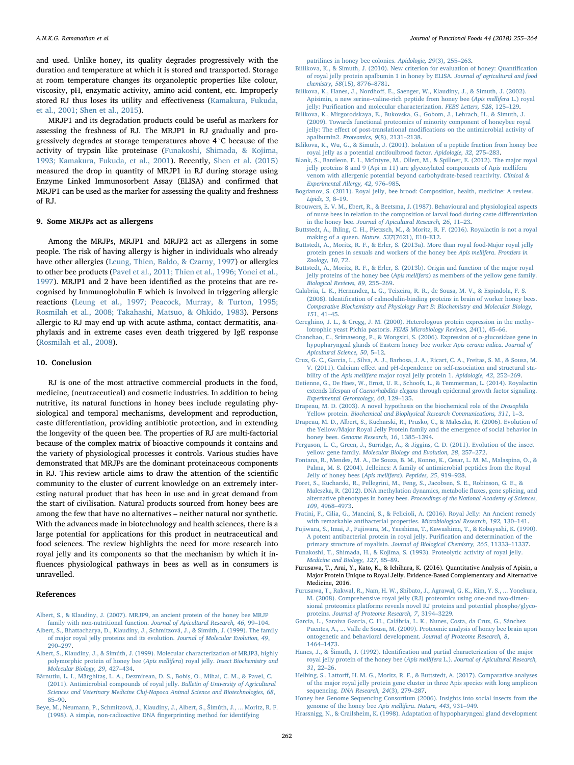and used. Unlike honey, its quality degrades progressively with the duration and temperature at which it is stored and transported. Storage at room temperature changes its organoleptic properties like colour, viscosity, pH, enzymatic activity, amino acid content, etc. Improperly stored RJ thus loses its utility and effectiveness (Kamakura, Fukuda, et al., 2001; Shen et al., 2015).

MRJP1 and its degradation products could be useful as markers for assessing the freshness of RJ. The MRJP1 in RJ gradually and progressively degrades at storage temperatures above 4 °C because of the activity of trypsin like proteinase (Funakoshi, Shimada, & Kojima, 1993; Kamakura, Fukuda, et al., 2001). Recently, Shen et al. (2015) measured the drop in quantity of MRJP1 in RJ during storage using Enzyme Linked Immunosorbent Assay (ELISA) and confirmed that MRJP1 can be used as the marker for assessing the quality and freshness of RJ.

## 9. Some MRJPs act as allergens

Among the MRJPs, MRJP1 and MRJP2 act as allergens in some people. The risk of having allergy is higher in individuals who already have other allergies (Leung, Thien, Baldo, & Czarny, 1997) or allergies to other bee products (Pavel et al., 2011; Thien et al., 1996; Yonei et al., 1997). MRJP1 and 2 have been identified as the proteins that are recognised by Immunoglobulin E which is involved in triggering allergic reactions (Leung et al., 1997; Peacock, Murray, & Turton, 1995; Rosmilah et al., 2008; Takahashi, Matsuo, & Ohkido, 1983). Persons allergic to RJ may end up with acute asthma, contact dermatitis, anaphylaxis and in extreme cases even death triggered by IgE response (Rosmilah et al., 2008).

## 10. Conclusion

RJ is one of the most attractive commercial products in the food, medicine, (neutraceutical) and cosmetic industries. In addition to being nutritive, its natural functions in honey bees include regulating physiological and temporal mechanisms, development and reproduction, caste differentiation, providing antibiotic protection, and in extending the longevity of the queen bee. The properties of RJ are multi-factorial because of the complex matrix of bioactive compounds it contains and the variety of physiological processes it controls. Various studies have demonstrated that MRJPs are the dominant proteinaceous components in RJ. This review article aims to draw the attention of the scientific community to the cluster of current knowledge on an extremely interesting natural product that has been in use and in great demand from the start of civilisation. Natural products sourced from honey bees are among the few that have no alternatives – neither natural nor synthetic. With the advances made in biotechnology and health sciences, there is a large potential for applications for this product in neutraceutical and food sciences. The review highlights the need for more research into royal jelly and its components so that the mechanism by which it influences physiological pathways in bees as well as in consumers is unravelled.

## References

Albert, S., & Klaudiny, J. (2007). MRJP9, an ancient protein of the honey bee MRJP family with non-nutritional function. *Journal of Apicultural Research, 46*, 99–104.

Albert, S., Bhattacharya, D., Klaudiny, J., Schmitzová, J., & Simúth, J. (1999). The family of major royal jelly proteins and its evolution. *Journal of Molecular Evolution, 49*, 290–297.

Albert, S., Klaudiny, J., & Simúth, J. (1999). Molecular characterization of MRJP3, highly polymorphic protein of honey bee (*Apis mellifera*) royal jelly. *Insect Biochemistry and Molecular Biology, 29*, 427–434.

Bărnutiu, L. I., Mărghitaș, L. A., Dezmirean, D. S., Bobiș, O., Mihai, C. M., & Pavel, C. (2011). Antimicrobial compounds of royal jelly. *Bulletin of University of Agricultural Sciences and Veterinary Medicine Cluj-Napoca Animal Science and Biotechnologies, 68*, 85–90.

Beye, M., Neumann, P., Schmitzová, J., Klaudiny, J., Albert, S., Šimúth, J., ... Moritz, R. F. (1998). A simple, non-radioactive DNA fingerprinting method for identifying patrilines in honey bee colonies. *Apidologie, 29*(3), 255–263.

Bilikova, K., & Simuth, J. (2010). New criterion for evaluation of honey: Quantification of royal jelly protein apalbumin 1 in honey by ELISA. *Journal of agricultural and food chemistry, 58*(15), 8776–8781.

Bilikova, K., Hanes, J., Nordhoff, E., Saenger, W., Klaudiny, J., & Simuth, J. (2002). Apisimin, a new serine–valine-rich peptide from honey bee (*Apis mellifera* L.) royal jelly: Purification and molecular characterization. *FEBS Letters, 528*, 125–129.

Bilikova, K., Mirgorodskaya, E., Bukovska, G., Gobom, J., Lehrach, H., & Simuth, J. (2009). Towards functional proteomics of minority component of honeybee royal jelly: The effect of post-translational modifications on the antimicrobial activity of apalbumin2. *Proteomics, 9*(8), 2131–2138.

Bilikova, K., Wu, G., & Simuth, J. (2001). Isolation of a peptide fraction from honey bee royal jelly as a potential antifoulbrood factor. *Apidologie, 32*, 275–283.

Blank, S., Bantleon, F. I., McIntyre, M., Ollert, M., & Spillner, E. (2012). The major royal jelly proteins 8 and 9 (Api m 11) are glycosylated components of Apis mellifera venom with allergenic potential beyond carbohydrate-based reactivity. *Clinical & Experimental Allergy, 42*, 976–985.

Bogdanov, S. (2011). Royal jelly, bee brood: Composition, health, medicine: A review. *Lipids, 3*, 8–19.

Brouwers, E. V. M., Ebert, R., & Beetsma, J. (1987). Behavioural and physiological aspects of nurse bees in relation to the composition of larval food during caste differentiation in the honey bee. *Journal of Apicultural Research, 26*, 11–23.

Buttstedt, A., Ihling, C. H., Pietzsch, M., & Moritz, R. F. (2016). Royalactin is not a royal making of a queen. *Nature, 537*(7621), E10–E12.

Buttstedt, A., Moritz, R. F., & Erler, S. (2013a). More than royal food-Major royal jelly protein genes in sexuals and workers of the honey bee *Apis mellifera*. *Frontiers in Zoology, 10*, 72.

Buttstedt, A., Moritz, R. F., & Erler, S. (2013b). Origin and function of the major royal jelly proteins of the honey bee (*Apis mellifera*) as members of the yellow gene family. *Biological Reviews, 89*, 255–269.

Calabria, L. K., Hernandez, L. G., Teixeira, R. R., de Sousa, M. V., & Espindola, F. S. (2008). Identification of calmodulin-binding proteins in brain of worker honey bees. *Comparative Biochemistry and Physiology Part B: Biochemistry and Molecular Biology, 151*, 41–45.

Cereghino, J. L., & Cregg, J. M. (2000). Heterologous protein expression in the methylotrophic yeast Pichia pastoris. *FEMS Microbiology Reviews, 24*(1), 45–66.

Chanchao, C., Srimawong, P., & Wongsiri, S. (2006). Expression of α-glucosidase gene in hypopharyngeal glands of Eastern honey bee worker *Apis cerana indica*. *Journal of Apicultural Science, 50*, 5–12.

Cruz, G. C., Garcia, L., Silva, A. J., Barbosa, J. A., Ricart, C. A., Freitas, S. M., & Sousa, M. V. (2011). Calcium effect and pH-dependence on self-association and structural stability of the *Apis mellifera* major royal jelly protein 1. *Apidologie, 42*, 252–269.

Detienne, G., De Haes, W., Ernst, U. R., Schoofs, L., & Temmerman, L. (2014). Royalactin extends lifespan of *Caenorhabditis elegans* through epidermal growth factor signaling. *Experimental Gerontology, 60*, 129–135.

Drapeau, M. D. (2003). A novel hypothesis on the biochemical role of the *Drosophila* Yellow protein. *Biochemical and Biophysical Research Communications, 311*, 1–3.

Drapeau, M. D., Albert, S., Kucharski, R., Prusko, C., & Maleszka, R. (2006). Evolution of the Yellow/Major Royal Jelly Protein family and the emergence of social behavior in honey bees. *Genome Research, 16*, 1385–1394.

Ferguson, L. C., Green, J., Surridge, A., & Jiggins, C. D. (2011). Evolution of the insect yellow gene family. *Molecular Biology and Evolution, 28*, 257–272.

Fontana, R., Mendes, M. A., De Souza, B. M., Konno, K., Cesar, L. M. M., Malaspina, O., & Palma, M. S. (2004). Jelleines: A family of antimicrobial peptides from the Royal Jelly of honey bees (*Apis mellifera*). *Peptides, 25*, 919–928.

Foret, S., Kucharski, R., Pellegrini, M., Feng, S., Jacobsen, S. E., Robinson, G. E., & Maleszka, R. (2012). DNA methylation dynamics, metabolic fluxes, gene splicing, and alternative phenotypes in honey bees. *Proceedings of the National Academy of Sciences, 109*, 4968–4973.

Fratini, F., Cilia, G., Mancini, S., & Felicioli, A. (2016). Royal Jelly: An Ancient remedy with remarkable antibacterial properties. *Microbiological Research, 192*, 130–141.

Fujiwara, S., Imai, J., Fujiwara, M., Yaeshima, T., Kawashima, T., & Kobayashi, K. (1990). A potent antibacterial protein in royal jelly. Purification and determination of the primary structure of royalisin. *Journal of Biological Chemistry, 265*, 11333–11337.

Funakoshi, T., Shimada, H., & Kojima, S. (1993). Proteolytic activity of royal jelly. *Medicine and Biology, 127*, 85–89.

Furusawa, T., Arai, Y., Kato, K., & Ichihara, K. (2016). Quantitative Analysis of Apisin, a Major Protein Unique to Royal Jelly. Evidence-Based Complementary and Alternative Medicine, 2016.

Furusawa, T., Rakwal, R., Nam, H. W., Shibato, J., Agrawal, G. K., Kim, Y. S., ... Yonekura, M. (2008). Comprehensive royal jelly (RJ) proteomics using one-and two-dimensional proteomics platforms reveals novel RJ proteins and potential phospho/glycoproteins. *Journal of Proteome Research, 7*, 3194–3229.

Garcia, L., Saraiva Garcia, C. H., Calábria, L. K., Nunes, Costa, da Cruz, G., Sánchez Puentes, A., ... Valle de Sousa, M. (2009). Proteomic analysis of honey bee brain upon ontogenetic and behavioral development. *Journal of Proteome Research, 8*, 1464–1473.

Hanes, J., & Šimuth, J. (1992). Identification and partial characterization of the major royal jelly protein of the honey bee (*Apis mellifera* L.). *Journal of Apicultural Research, 31*, 22–26.

Helbing, S., Lattorff, H. M. G., Moritz, R. F., & Buttstedt, A. (2017). Comparative analyses of the major royal jelly protein gene cluster in three Apis species with long amplicon sequencing. *DNA Research, 24*(3), 279–287.

Honey bee Genome Sequencing Consortium (2006). Insights into social insects from the genome of the honey bee *Apis mellifera*. *Nature, 443*, 931–949.

Hrassnigg, N., & Crailsheim, K. (1998). Adaptation of hypopharyngeal gland development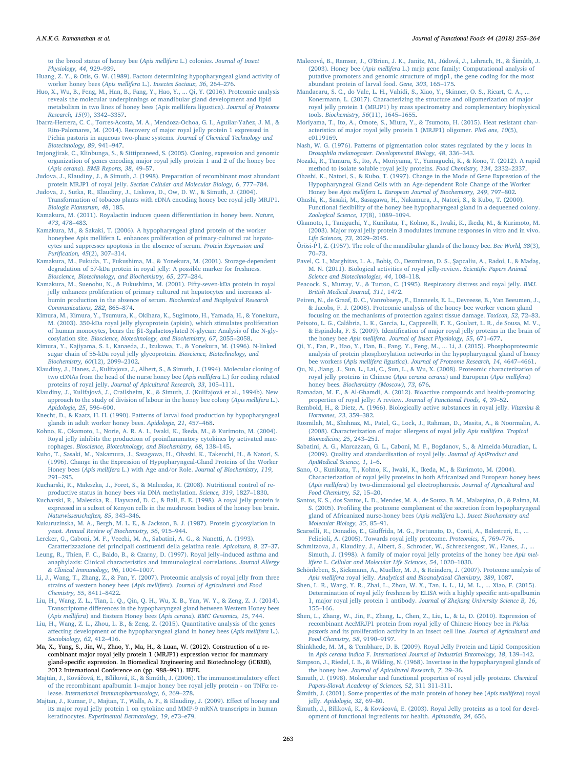to the brood status of honey bee (*Apis mellifera* L.) colonies. *Journal of Insect Physiology, 44*, 929–939.

Huang, Z. Y., & Otis, G. W. (1989). Factors determining hypopharyngeal gland activity of worker honey bees (*Apis mellifera* L.). *Insectes Sociaux, 36*, 264–276.

Huo, X., Wu, B., Feng, M., Han, B., Fang, Y., Hao, Y., ... Qi, Y. (2016). Proteomic analysis reveals the molecular underpinnings of mandibular gland development and lipid metabolism in two lines of honey bees (Apis mellifera ligustica). *Journal of Proteome Research, 15*(9), 3342–3357.

Ibarra-Herrera, C. C., Torres-Acosta, M. A., Mendoza-Ochoa, G. I., Aguilar-Yañez, J. M., & Rito-Palomares, M. (2014). Recovery of major royal jelly protein 1 expressed in Pichia pastoris in aqueous two-phase systems. *Journal of Chemical Technology and Biotechnology, 89*, 941–947.

Imjongjirak, C., Klinbunga, S., & Sittipraneed, S. (2005). Cloning, expression and genomic organization of genes encoding major royal jelly protein 1 and 2 of the honey bee (*Apis cerana*). *BMB Reports, 38*, 49–57.

Judova, J., Klaudiny, J., & Simuth, J. (1998). Preparation of recombinant most abundant protein MRJP1 of royal jelly. *Section Cellular and Molecular Biology, 6*, 777–784.

Judova, J., Sutka, R., Klaudiny, J., Liskova, D., Ow, D. W., & Simuth, J. (2004). Transformation of tobacco plants with cDNA encoding honey bee royal jelly MRJP1. *Biologia Plantarum, 48*, 185.

Kamakura, M. (2011). Royalactin induces queen differentiation in honey bees. *Nature, 473*, 478–483.

Kamakura, M., & Sakaki, T. (2006). A hypopharyngeal gland protein of the worker honeybee Apis mellifera L. enhances proliferation of primary-cultured rat hepatocytes and suppresses apoptosis in the absence of serum. *Protein Expression and Purification, 45*(2), 307–314.

Kamakura, M., Fukuda, T., Fukushima, M., & Yonekura, M. (2001). Storage-dependent degradation of 57-kDa protein in royal jelly: A possible marker for freshness. *Bioscience, Biotechnology, and Biochemistry, 65*, 277–284.

Kamakura, M., Suenobu, N., & Fukushima, M. (2001). Fifty-seven-kDa protein in royal jelly enhances proliferation of primary cultured rat hepatocytes and increases albumin production in the absence of serum. *Biochemical and Biophysical Research Communications, 282*, 865–874.

Kimura, M., Kimura, Y., Tsumura, K., Okihara, K., Sugimoto, H., Yamada, H., & Yonekura, M. (2003). 350-kDa royal jelly glycoprotein (apisin), which stimulates proliferation of human monocytes, bears the β1-3galactosylated N-glycan: Analysis of the N-glycosylation site. *Bioscience, biotechnology, and Biochemistry, 67*, 2055–2058.

Kimura, Y., Kajiyama, S. I., Kanaeda, J., Izukawa, T., & Yonekura, M. (1996). N-linked sugar chain of 55-kDa royal jelly glycoprotein. *Bioscience, Biotechnology, and Biochemistry, 60*(12), 2099–2102.

Klaudiny, J., Hanes, J., Kulifajova, J., Albert, S., & Simuth, J. (1994). Molecular cloning of two cDNAs from the head of the nurse honey bee (*Apis mellifera* L.) for coding related proteins of royal jelly. *Journal of Apicultural Research, 33*, 105–111.

Klaudiny, J., Kulifajová, J., Crailsheim, K., & Simuth, J. (Kulifajová et al., 1994b). New approach to the study of division of labour in the honey bee colony (*Apis mellifera* L.). *Apidologie, 25*, 596–600.

Knecht, D., & Kaatz, H. H. (1990). Patterns of larval food production by hypopharyngeal glands in adult worker honey bees. *Apidologie, 21*, 457–468.

Kohno, K., Okamoto, I., Norie, A. R. A. I., Iwaki, K., Ikeda, M., & Kurimoto, M. (2004). Royal jelly inhibits the production of proinflammatory cytokines by activated macrophages. *Bioscience, Biotechnology, and Biochemistry, 68*, 138–145.

Kubo, T., Sasaki, M., Nakamura, J., Sasagawa, H., Ohashi, K., Takeuchi, H., & Natori, S. (1996). Change in the Expression of Hypopharyngeal-Gland Proteins of the Worker Honey bees (*Apis mellifera* L.) with Age and/or Role. *Journal of Biochemistry, 119*, 291–295.

Kucharski, R., Maleszka, J., Foret, S., & Maleszka, R. (2008). Nutritional control of reproductive status in honey bees via DNA methylation. *Science, 319*, 1827–1830.

Kucharski, R., Maleszka, R., Hayward, D. C., & Ball, E. E. (1998). A royal jelly protein is expressed in a subset of Kenyon cells in the mushroom bodies of the honey bee brain. *Naturwissenschaften, 85*, 343–346.

Kukuruzinska, M. A., Bergh, M. L. E., & Jackson, B. J. (1987). Protein glycosylation in yeast. *Annual Review of Biochemistry, 56*, 915–944.

Lercker, G., Caboni, M. F., Vecchi, M. A., Sabatini, A. G., & Nanetti, A. (1993). Caratterizzazione dei principali costituenti della gelatina reale. *Apicoltura, 8*, 27–37.

Leung, R., Thien, F. C., Baldo, B., & Czarny, D. (1997). Royal jelly–induced asthma and anaphylaxis: Clinical characteristics and immunological correlations. *Journal Allergy & Clinical Immunology, 96*, 1004–1007.

Li, J., Wang, T., Zhang, Z., & Pan, Y. (2007). Proteomic analysis of royal jelly from three strains of western honey bees (*Apis mellifera*). *Journal of Agricultural and Food Chemistry, 55*, 8411–8422.

Liu, H., Wang, Z. L., Tian, L. Q., Qin, Q. H., Wu, X. B., Yan, W. Y., & Zeng, Z. J. (2014). Transcriptome differences in the hypopharyngeal gland between Western Honey bees (*Apis mellifera*) and Eastern Honey bees (*Apis cerana*). *BMC Genomics, 15*, 744.

Liu, H., Wang, Z. L., Zhou, L. B., & Zeng, Z. (2015). Quantitative analysis of the genes affecting development of the hypopharyngeal gland in honey bees (*Apis mellifera* L.). *Sociobiology, 62*, 412–416.

Ma, X., Yang, S., Jin, W., Zhao, Y., Ma, H., & Luan, W. (2012). Construction of a recombinant major royal jelly protein 1 (MRJP1) expression vector for mammary gland-specific expression. In Biomedical Engineering and Biotechnology (iCBEB), 2012 International Conference on (pp. 988–991). IEEE.

Majtán, J., Kováčová, E., Bíliková, K., & Šimúth, J. (2006). The immunostimulatory effect of the recombinant apalbumin 1–major honey bee royal jelly protein - on TNFα release. *International Immunopharmacology, 6*, 269–278.

Majtan, J., Kumar, P., Majtan, T., Walls, A. F., & Klaudiny, J. (2009). Effect of honey and its major royal jelly protein 1 on cytokine and MMP-9 mRNA transcripts in human keratinocytes. *Experimental Dermatology, 19*, e73–e79.

Malecová, B., Ramser, J., O'Brien, J. K., Janitz, M., Júdová, J., Lehrach, H., & Šimúth, J. (2003). Honey bee (*Apis mellifera* L.) mrjp gene family: Computational analysis of putative promoters and genomic structure of mrjp1, the gene coding for the most abundant protein of larval food. *Gene, 303*, 165–175.

Mandacaru, S. C., do Vale, L. H., Vahidi, S., Xiao, Y., Skinner, O. S., Ricart, C. A., ... Konermann, L. (2017). Characterizing the structure and oligomerization of major royal jelly protein 1 (MRJP1) by mass spectrometry and complementary biophysical tools. *Biochemistry, 56*(11), 1645–1655.

Moriyama, T., Ito, A., Omote, S., Miura, Y., & Tsumoto, H. (2015). Heat resistant characteristics of major royal jelly protein 1 (MRJP1) oligomer. *PloS one, 10*(5), e0119169.

Nash, W. G. (1976). Patterns of pigmentation color states regulated by the y locus in *Drosophila melanogaster*. *Developmental Biology, 48*, 336–343.

Nozaki, R., Tamura, S., Ito, A., Moriyama, T., Yamaguchi, K., & Kono, T. (2012). A rapid method to isolate soluble royal jelly proteins. *Food Chemistry, 134*, 2332–2337.

Ohashi, K., Natori, S., & Kubo, T. (1997). Change in the Mode of Gene Expression of the Hypopharyngeal Gland Cells with an Age-dependent Role Change of the Worker Honey bee *Apis mellifera* L. *European Journal of Biochemistry, 249*, 797–802.

Ohashi, K., Sasaki, M., Sasagawa, H., Nakamura, J., Natori, S., & Kubo, T. (2000). Functional flexibility of the honey bee hypopharyngeal gland in a dequeened colony. *Zoological Science, 17*(8), 1089–1094.

Okamoto, I., Taniguchi, Y., Kunikata, T., Kohno, K., Iwaki, K., Ikeda, M., & Kurimoto, M. (2003). Major royal jelly protein 3 modulates immune responses in vitro and in vivo. *Life Sciences, 73*, 2029–2045.

Örösi-Pl, Z. (1957). The role of the mandibular glands of the honey bee. *Bee World, 38*(3), 70–73.

Pavel, C. I., Marghitas, L. A., Bobiș, O., Dezmirean, D. S., Șapcaliu, A., Radoi, I., & Madaș, M. N. (2011). Biological activities of royal jelly-review. *Scientific Papers Animal Science and Biotechnologies, 44*, 108–118.

Peacock, S., Murray, V., & Turton, C. (1995). Respiratory distress and royal jelly. *BMJ. British Medical Journal, 311*, 1472.

Peiren, N., de Graaf, D. C., Vanrobaeys, F., Danneels, E. L., Devreese, B., Van Beeumen, J., & Jacobs, F. J. (2008). Proteomic analysis of the honey bee worker venom gland focusing on the mechanisms of protection against tissue damage. *Toxicon, 52*, 72–83.

Peixoto, L. G., Calábria, L. K., Garcia, L., Capparelli, F. E., Goulart, L. R., de Sousa, M. V., & Espindola, F. S. (2009). Identification of major royal jelly proteins in the brain of the honey bee *Apis mellifera*. *Journal of Insect Physiology, 55*, 671–677.

Qi, Y., Fan, P., Hao, Y., Han, B., Fang, Y., Feng, M., ... Li, J. (2015). Phosphoproteomic analysis of protein phosphorylation networks in the hypopharyngeal gland of honey bee workers (*Apis mellifera ligustica*). *Journal of Proteome Research, 14*, 4647–4661.

Qu, N., Jiang, J., Sun, L., Lai, C., Sun, L., & Wu, X. (2008). Proteomic characterization of royal jelly proteins in Chinese (*Apis cerana cerana*) and European (*Apis mellifera*) honey bees. *Biochemistry (Moscow), 73*, 676.

Ramadan, M. F., & Al-Ghamdi, A. (2012). Bioactive compounds and health-promoting properties of royal jelly: A review. *Journal of Functional Foods, 4*, 39–52.

Rembold, H., & Dietz, A. (1966). Biologically active substances in royal jelly. *Vitamins & Hormones, 23*, 359–382.

Rosmilah, M., Shahnaz, M., Patel, G., Lock, J., Rahman, D., Masita, A., & Noormalin, A. (2008). Characterization of major allergens of royal jelly *Apis mellifera*. *Tropical Biomedicine, 25*, 243–251.

Sabatini, A. G., Marcazzan, G. L., Caboni, M. F., Bogdanov, S., & Almeida-Muradian, L. (2009). Quality and standardisation of royal jelly. *Journal of ApiProduct and ApiMedical Science, 1*, 1–6.

Sano, O., Kunikata, T., Kohno, K., Iwaki, K., Ikeda, M., & Kurimoto, M. (2004). Characterization of royal jelly proteins in both Africanized and European honey bees (*Apis mellifera*) by two-dimensional gel electrophoresis. *Journal of Agricultural and Food Chemistry, 52*, 15–20.

Santos, K. S., dos Santos, L. D., Mendes, M. A., de Souza, B. M., Malaspina, O., & Palma, M. S. (2005). Profiling the proteome complement of the secretion from hypopharyngeal gland of Africanized nurse-honey bees (*Apis mellifera* L.). *Insect Biochemistry and Molecular Biology, 35*, 85–91.

Scarselli, R., Donadio, E., Giuffrida, M. G., Fortunato, D., Conti, A., Balestreri, E., ... Felicioli, A. (2005). Towards royal jelly proteome. *Proteomics, 5*, 769–776.

Schmitzova, J., Klaudiny, J., Albert, S., Schroder, W., Schreckengost, W., Hanes, J., ... Simuth, J. (1998). A family of major royal jelly proteins of the honey bee *Apis mellifera* L. *Cellular and Molecular Life Sciences, 54*, 1020–1030.

Schönleben, S., Sickmann, A., Mueller, M. J., & Reinders, J. (2007). Proteome analysis of *Apis mellifera* royal jelly. *Analytical and Bioanalytical Chemistry, 389*, 1087.

Shen, L. R., Wang, Y. R., Zhai, L., Zhou, W. X., Tan, L. L., Li, M. L., ... Xiao, F. (2015). Determination of royal jelly freshness by ELISA with a highly specific anti-apalbumin 1, major royal jelly protein 1 antibody. *Journal of Zhejiang University Science B, 16*, 155–166.

Shen, L., Zhang, W., Jin, F., Zhang, L., Chen, Z., Liu, L., & Li, D. (2010). Expression of recombinant AccMRJP1 protein from royal jelly of Chinese Honey bee in *Pichia pastoris* and its proliferation activity in an insect cell line. *Journal of Agricultural and Food Chemistry, 58*, 9190–9197.

Shinkhede, M. M., & Tembhare, D. B. (2009). Royal Jelly Protein and Lipid Composition in *Apis cerana indica* F. *International Journal of Industrial Entomology, 18*, 139–142.

Simpson, J., Riedel, I. B., & Wilding, N. (1968). Invertase in the hypopharyngeal glands of the honey bee. *Journal of Apicultural Research, 7*, 29–36.

Simuth, J. (1998). Molecular and functional properties of royal jelly proteins. *Chemical Papers-Slovak Academy of Sciences, 52*, 311 311-311.

Šimúth, J. (2001). Some properties of the main protein of honey bee (*Apis mellifera*) royal jelly. *Apidologie, 32*, 69–80.

Šimuth, J., Bíliková, K., & Kovácová, E. (2003). Royal Jelly proteins as a tool for development of functional ingredients for health. *Apimondia, 24*, 656.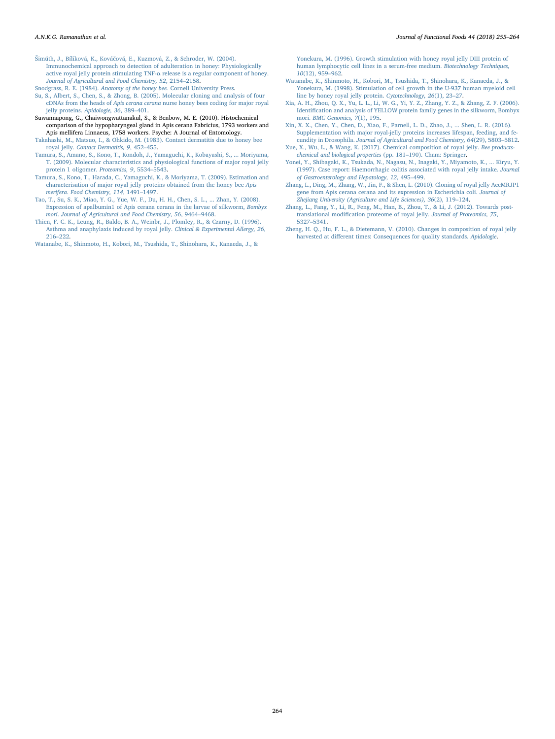Šimúth, J., Bíliková, K., Kováčová, E., Kuzmová, Z., & Schroder, W. (2004). Immunochemical approach to detection of adulteration in honey: Physiologically active royal jelly protein stimulating TNF-α release is a regular component of honey. *Journal of Agricultural and Food Chemistry, 52*, 2154–2158.

Snodgrass, R. E. (1984). *Anatomy of the honey bee.* Cornell University Press.

Su, S., Albert, S., Chen, S., & Zhong, B. (2005). Molecular cloning and analysis of four cDNAs from the heads of *Apis cerana cerana* nurse honey bees coding for major royal jelly proteins. *Apidologie, 36*, 389–401.

Suwannapong, G., Chaiwongwattanakul, S., & Benbow, M. E. (2010). Histochemical comparison of the hypopharyngeal gland in Apis cerana Fabricius, 1793 workers and Apis mellifera Linnaeus, 1758 workers. Psyche: A Journal of Entomology.

Takahashi, M., Matsuo, I., & Ohkido, M. (1983). Contact dermatitis due to honey bee royal jelly. *Contact Dermatitis, 9*, 452–455.

Tamura, S., Amano, S., Kono, T., Kondoh, J., Yamaguchi, K., Kobayashi, S., ... Moriyama, T. (2009). Molecular characteristics and physiological functions of major royal jelly protein 1 oligomer. *Proteomics, 9*, 5534–5543.

Tamura, S., Kono, T., Harada, C., Yamaguchi, K., & Moriyama, T. (2009). Estimation and characterisation of major royal jelly proteins obtained from the honey bee *Apis merifera*. *Food Chemistry, 114*, 1491–1497.

Tao, T., Su, S. K., Miao, Y. G., Yue, W. F., Du, H. H., Chen, S. L., ... Zhan, Y. (2008). Expression of apalbumin1 of Apis cerana cerana in the larvae of silkworm, *Bombyx mori*. *Journal of Agricultural and Food Chemistry, 56*, 9464–9468.

Thien, F. C. K., Leung, R., Baldo, B. A., Weinbr, J., Plomley, R., & Czarny, D. (1996). Asthma and anaphylaxis induced by royal jelly. *Clinical & Experimental Allergy, 26*, 216–222.

Watanabe, K., Shinmoto, H., Kobori, M., Tsushida, T., Shinohara, K., Kanaeda, J., & Yonekura, M. (1996). Growth stimulation with honey royal jelly DIII protein of human lymphocytic cell lines in a serum-free medium. *Biotechnology Techniques, 10*(12), 959–962.

Watanabe, K., Shinmoto, H., Kobori, M., Tsushida, T., Shinohara, K., Kanaeda, J., & Yonekura, M. (1998). Stimulation of cell growth in the U-937 human myeloid cell line by honey royal jelly protein. *Cytotechnology, 26*(1), 23–27.

Xia, A. H., Zhou, Q. X., Yu, L. L., Li, W. G., Yi, Y. Z., Zhang, Y. Z., & Zhang, Z. F. (2006). Identification and analysis of YELLOW protein family genes in the silkworm, Bombyx mori. *BMC Genomics, 7*(1), 195.

Xin, X. X., Chen, Y., Chen, D., Xiao, F., Parnell, L. D., Zhao, J., ... Shen, L. R. (2016). Supplementation with major royal-jelly proteins increases lifespan, feeding, and fecundity in Drosophila. *Journal of Agricultural and Food Chemistry, 64*(29), 5803–5812.

Xue, X., Wu, L., & Wang, K. (2017). Chemical composition of royal jelly. *Bee products-chemical and biological properties* (pp. 181–190). Cham: Springer.

Yonei, Y., Shibagaki, K., Tsukada, N., Nagasu, N., Inagaki, Y., Miyamoto, K., ... Kiryu, Y. (1997). Case report: Haemorrhagic colitis associated with royal jelly intake. *Journal of Gastroenterology and Hepatology, 12*, 495–499.

Zhang, L., Ding, M., Zhang, W., Jin, F., & Shen, L. (2010). Cloning of royal jelly AccMRJP1 gene from Apis cerana cerana and its expression in Escherichia coli. *Journal of Zhejiang University (Agriculture and Life Sciences), 36*(2), 119–124.

Zhang, L., Fang, Y., Li, R., Feng, M., Han, B., Zhou, T., & Li, J. (2012). Towards post-translational modification proteome of royal jelly. *Journal of Proteomics, 75*, 5327–5341.

Zheng, H. Q., Hu, F. L., & Dietemann, V. (2010). Changes in composition of royal jelly harvested at different times: Consequences for quality standards. *Apidologie*.